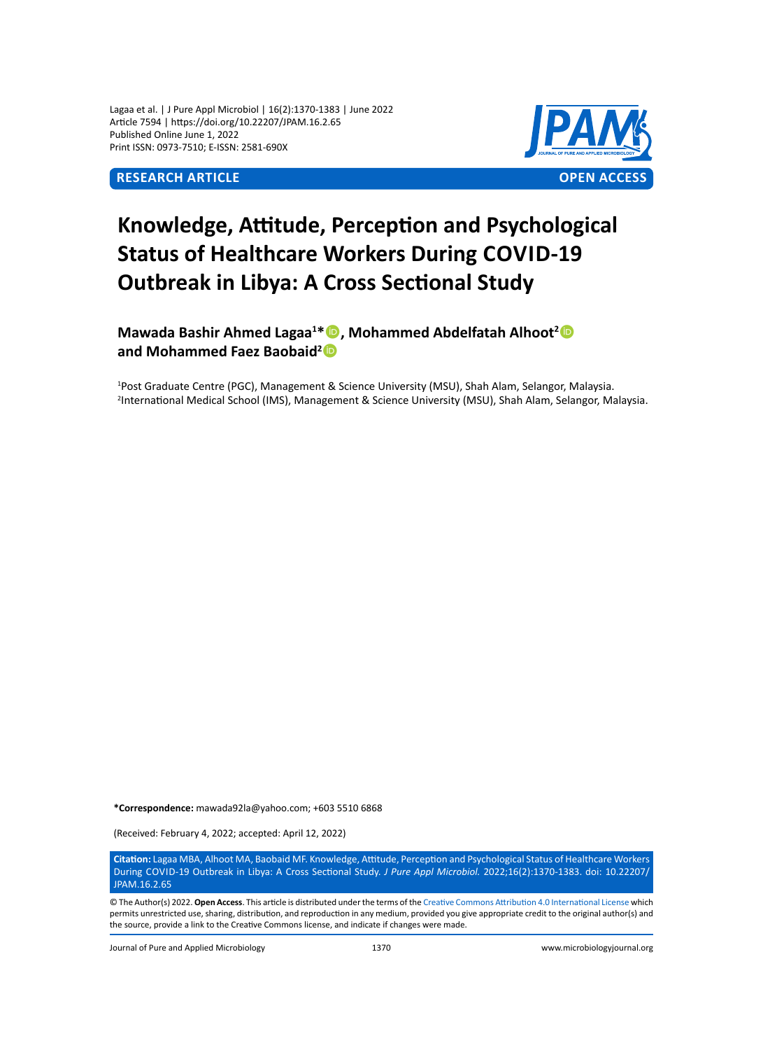Lagaa et al. | J Pure Appl Microbiol | 16(2):1370-1383 | June 2022
Article 7594 | https://doi.org/10.22207/JPAM.16.2.65
Published Online June 1, 2022
Print ISSN: 0973-7510; E-ISSN: 2581-690X

**RESEARCH ARTICLE** **OPEN ACCESS**

# Knowledge, Attitude, Perception and Psychological Status of Healthcare Workers During COVID-19 Outbreak in Libya: A Cross Sectional Study

**Mawada Bashir Ahmed Lagaa[1]\*, Mohammed Abdelfatah Alhoot[2] and Mohammed Faez Baobaid[2]**

[1]Post Graduate Centre (PGC), Management & Science University (MSU), Shah Alam, Selangor, Malaysia.
[2]International Medical School (IMS), Management & Science University (MSU), Shah Alam, Selangor, Malaysia.

**\*Correspondence:** mawada92la@yahoo.com; +603 5510 6868

(Received: February 4, 2022; accepted: April 12, 2022)

**Citation:** Lagaa MBA, Alhoot MA, Baobaid MF. Knowledge, Attitude, Perception and Psychological Status of Healthcare Workers During COVID-19 Outbreak in Libya: A Cross Sectional Study. *J Pure Appl Microbiol.* 2022;16(2):1370-1383. doi: 10.22207/JPAM.16.2.65

© The Author(s) 2022. **Open Access**. This article is distributed under the terms of the Creative Commons Attribution 4.0 International License which permits unrestricted use, sharing, distribution, and reproduction in any medium, provided you give appropriate credit to the original author(s) and the source, provide a link to the Creative Commons license, and indicate if changes were made.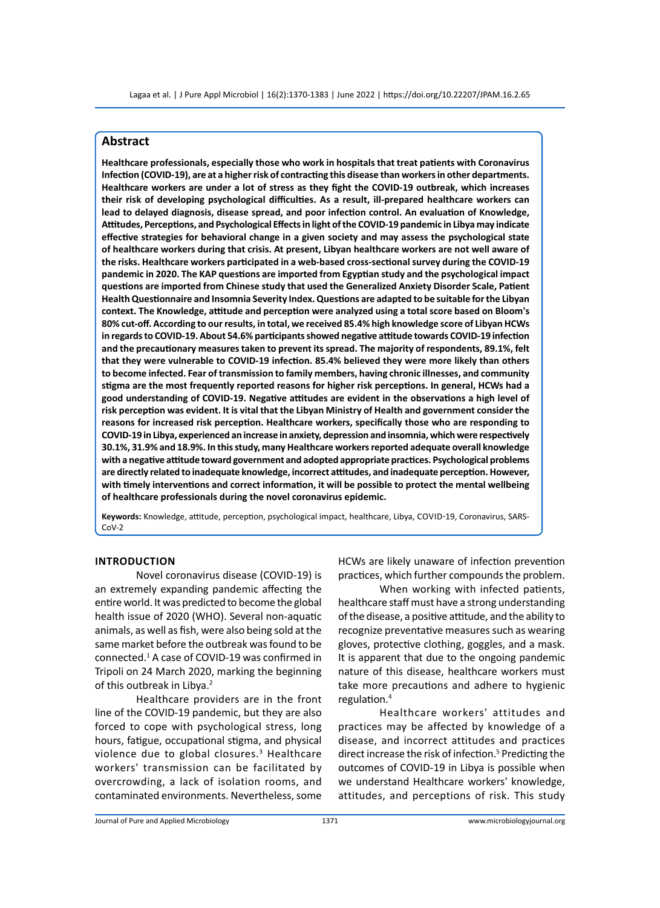## Abstract

**Healthcare professionals, especially those who work in hospitals that treat patients with Coronavirus Infection (COVID-19), are at a higher risk of contracting this disease than workers in other departments. Healthcare workers are under a lot of stress as they fight the COVID-19 outbreak, which increases their risk of developing psychological difficulties. As a result, ill-prepared healthcare workers can lead to delayed diagnosis, disease spread, and poor infection control. An evaluation of Knowledge, Attitudes, Perceptions, and Psychological Effects in light of the COVID-19 pandemic in Libya may indicate effective strategies for behavioral change in a given society and may assess the psychological state of healthcare workers during that crisis. At present, Libyan healthcare workers are not well aware of the risks. Healthcare workers participated in a web-based cross-sectional survey during the COVID-19 pandemic in 2020. The KAP questions are imported from Egyptian study and the psychological impact questions are imported from Chinese study that used the Generalized Anxiety Disorder Scale, Patient Health Questionnaire and Insomnia Severity Index. Questions are adapted to be suitable for the Libyan context. The Knowledge, attitude and perception were analyzed using a total score based on Bloom's 80% cut-off. According to our results, in total, we received 85.4% high knowledge score of Libyan HCWs in regards to COVID-19. About 54.6% participants showed negative attitude towards COVID-19 infection and the precautionary measures taken to prevent its spread. The majority of respondents, 89.1%, felt that they were vulnerable to COVID-19 infection. 85.4% believed they were more likely than others to become infected. Fear of transmission to family members, having chronic illnesses, and community stigma are the most frequently reported reasons for higher risk perceptions. In general, HCWs had a good understanding of COVID-19. Negative attitudes are evident in the observations a high level of risk perception was evident. It is vital that the Libyan Ministry of Health and government consider the reasons for increased risk perception. Healthcare workers, specifically those who are responding to COVID-19 in Libya, experienced an increase in anxiety, depression and insomnia, which were respectively 30.1%, 31.9% and 18.9%. In this study, many Healthcare workers reported adequate overall knowledge with a negative attitude toward government and adopted appropriate practices. Psychological problems are directly related to inadequate knowledge, incorrect attitudes, and inadequate perception. However, with timely interventions and correct information, it will be possible to protect the mental wellbeing of healthcare professionals during the novel coronavirus epidemic.**

**Keywords:** Knowledge, attitude, perception, psychological impact, healthcare, Libya, COVID-19, Coronavirus, SARS-CoV-2

## INTRODUCTION

Novel coronavirus disease (COVID-19) is an extremely expanding pandemic affecting the entire world. It was predicted to become the global health issue of 2020 (WHO). Several non-aquatic animals, as well as fish, were also being sold at the same market before the outbreak was found to be connected.[1] A case of COVID-19 was confirmed in Tripoli on 24 March 2020, marking the beginning of this outbreak in Libya.[2]

Healthcare providers are in the front line of the COVID-19 pandemic, but they are also forced to cope with psychological stress, long hours, fatigue, occupational stigma, and physical violence due to global closures.[3] Healthcare workers' transmission can be facilitated by overcrowding, a lack of isolation rooms, and contaminated environments. Nevertheless, some HCWs are likely unaware of infection prevention practices, which further compounds the problem.

When working with infected patients, healthcare staff must have a strong understanding of the disease, a positive attitude, and the ability to recognize preventative measures such as wearing gloves, protective clothing, goggles, and a mask. It is apparent that due to the ongoing pandemic nature of this disease, healthcare workers must take more precautions and adhere to hygienic regulation.[4]

Healthcare workers' attitudes and practices may be affected by knowledge of a disease, and incorrect attitudes and practices direct increase the risk of infection.[5] Predicting the outcomes of COVID-19 in Libya is possible when we understand Healthcare workers' knowledge, attitudes, and perceptions of risk. This study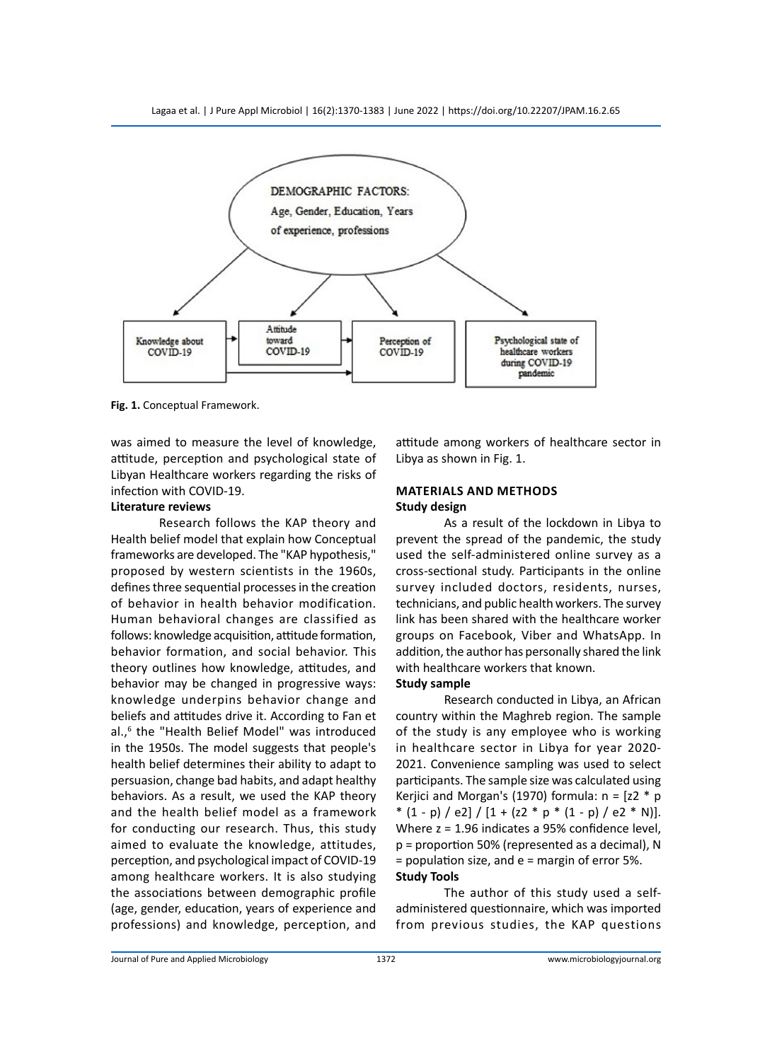Fig. 1. Conceptual Framework.

was aimed to measure the level of knowledge, attitude, perception and psychological state of Libyan Healthcare workers regarding the risks of infection with COVID-19.

### Literature reviews

Research follows the KAP theory and Health belief model that explain how Conceptual frameworks are developed. The "KAP hypothesis," proposed by western scientists in the 1960s, defines three sequential processes in the creation of behavior in health behavior modification. Human behavioral changes are classified as follows: knowledge acquisition, attitude formation, behavior formation, and social behavior. This theory outlines how knowledge, attitudes, and behavior may be changed in progressive ways: knowledge underpins behavior change and beliefs and attitudes drive it. According to Fan et al.,[6] the "Health Belief Model" was introduced in the 1950s. The model suggests that people's health belief determines their ability to adapt to persuasion, change bad habits, and adapt healthy behaviors. As a result, we used the KAP theory and the health belief model as a framework for conducting our research. Thus, this study aimed to evaluate the knowledge, attitudes, perception, and psychological impact of COVID-19 among healthcare workers. It is also studying the associations between demographic profile (age, gender, education, years of experience and professions) and knowledge, perception, and attitude among workers of healthcare sector in Libya as shown in Fig. 1.

## MATERIALS AND METHODS

### Study design

As a result of the lockdown in Libya to prevent the spread of the pandemic, the study used the self-administered online survey as a cross-sectional study. Participants in the online survey included doctors, residents, nurses, technicians, and public health workers. The survey link has been shared with the healthcare worker groups on Facebook, Viber and WhatsApp. In addition, the author has personally shared the link with healthcare workers that known.

### Study sample

Research conducted in Libya, an African country within the Maghreb region. The sample of the study is any employee who is working in healthcare sector in Libya for year 2020-2021. Convenience sampling was used to select participants. The sample size was calculated using Kerjici and Morgan's (1970) formula: $n = [z2 * p * (1 - p) / e2] / [1 + (z2 * p * (1 - p) / e2 * N)]$. Where z = 1.96 indicates a 95% confidence level, p = proportion 50% (represented as a decimal), N = population size, and e = margin of error 5%.

### Study Tools

The author of this study used a self-administered questionnaire, which was imported from previous studies, the KAP questions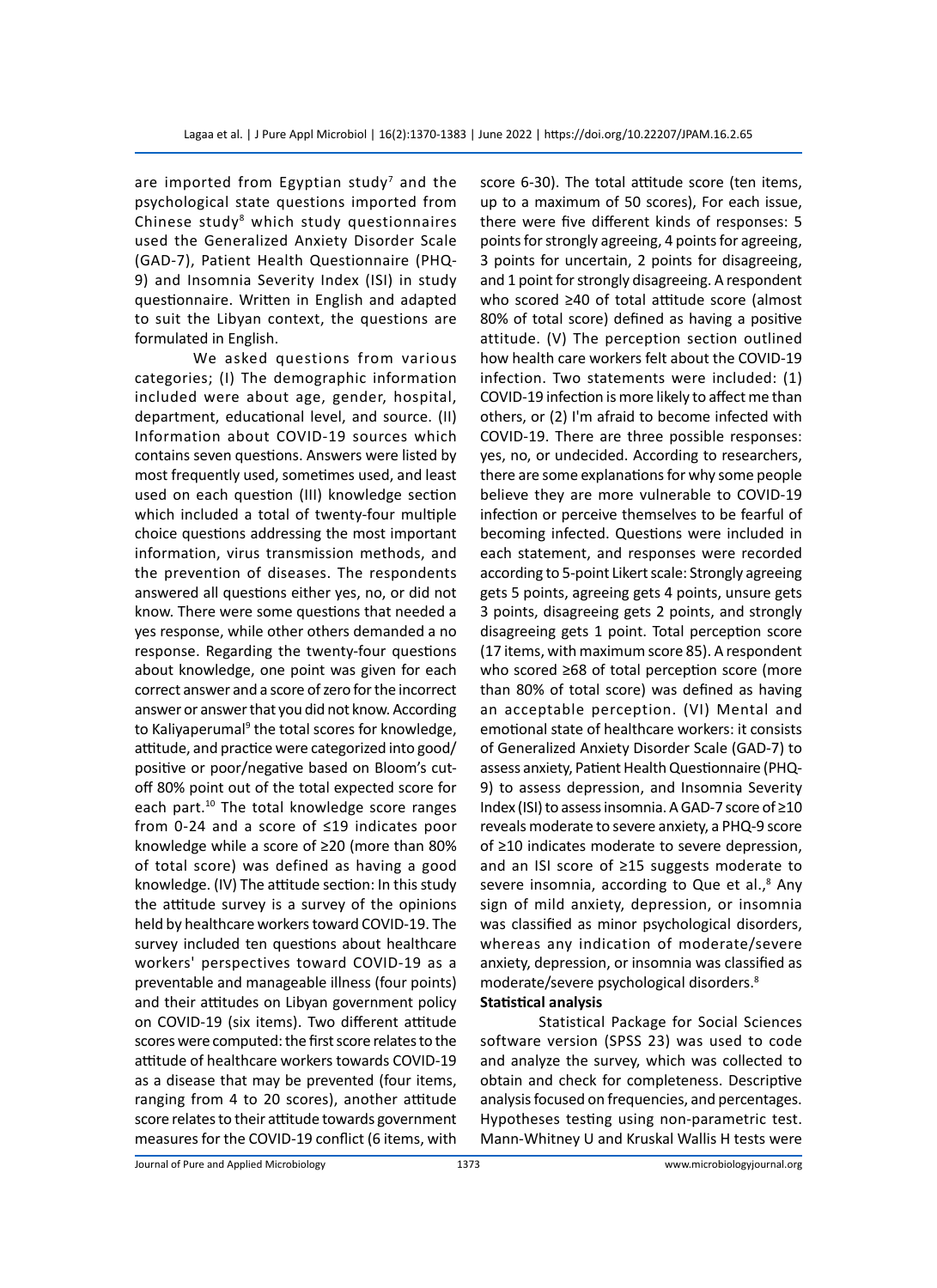are imported from Egyptian study[7] and the psychological state questions imported from Chinese study[8] which study questionnaires used the Generalized Anxiety Disorder Scale (GAD-7), Patient Health Questionnaire (PHQ-9) and Insomnia Severity Index (ISI) in study questionnaire. Written in English and adapted to suit the Libyan context, the questions are formulated in English.

We asked questions from various categories; (I) The demographic information included were about age, gender, hospital, department, educational level, and source. (II) Information about COVID-19 sources which contains seven questions. Answers were listed by most frequently used, sometimes used, and least used on each question (III) knowledge section which included a total of twenty-four multiple choice questions addressing the most important information, virus transmission methods, and the prevention of diseases. The respondents answered all questions either yes, no, or did not know. There were some questions that needed a yes response, while other others demanded a no response. Regarding the twenty-four questions about knowledge, one point was given for each correct answer and a score of zero for the incorrect answer or answer that you did not know. According to Kaliyaperumal[9] the total scores for knowledge, attitude, and practice were categorized into good/positive or poor/negative based on Bloom's cut-off 80% point out of the total expected score for each part.[10] The total knowledge score ranges from 0-24 and a score of ≤19 indicates poor knowledge while a score of ≥20 (more than 80% of total score) was defined as having a good knowledge. (IV) The attitude section: In this study the attitude survey is a survey of the opinions held by healthcare workers toward COVID-19. The survey included ten questions about healthcare workers' perspectives toward COVID-19 as a preventable and manageable illness (four points) and their attitudes on Libyan government policy on COVID-19 (six items). Two different attitude scores were computed: the first score relates to the attitude of healthcare workers towards COVID-19 as a disease that may be prevented (four items, ranging from 4 to 20 scores), another attitude score relates to their attitude towards government measures for the COVID-19 conflict (6 items, with score 6-30). The total attitude score (ten items, up to a maximum of 50 scores), For each issue, there were five different kinds of responses: 5 points for strongly agreeing, 4 points for agreeing, 3 points for uncertain, 2 points for disagreeing, and 1 point for strongly disagreeing. A respondent who scored ≥40 of total attitude score (almost 80% of total score) defined as having a positive attitude. (V) The perception section outlined how health care workers felt about the COVID-19 infection. Two statements were included: (1) COVID-19 infection is more likely to affect me than others, or (2) I'm afraid to become infected with COVID-19. There are three possible responses: yes, no, or undecided. According to researchers, there are some explanations for why some people believe they are more vulnerable to COVID-19 infection or perceive themselves to be fearful of becoming infected. Questions were included in each statement, and responses were recorded according to 5-point Likert scale: Strongly agreeing gets 5 points, agreeing gets 4 points, unsure gets 3 points, disagreeing gets 2 points, and strongly disagreeing gets 1 point. Total perception score (17 items, with maximum score 85). A respondent who scored ≥68 of total perception score (more than 80% of total score) was defined as having an acceptable perception. (VI) Mental and emotional state of healthcare workers: it consists of Generalized Anxiety Disorder Scale (GAD-7) to assess anxiety, Patient Health Questionnaire (PHQ-9) to assess depression, and Insomnia Severity Index (ISI) to assess insomnia. A GAD-7 score of ≥10 reveals moderate to severe anxiety, a PHQ-9 score of ≥10 indicates moderate to severe depression, and an ISI score of ≥15 suggests moderate to severe insomnia, according to Que et al.,[8] Any sign of mild anxiety, depression, or insomnia was classified as minor psychological disorders, whereas any indication of moderate/severe anxiety, depression, or insomnia was classified as moderate/severe psychological disorders.[8]

**Statistical analysis**

Statistical Package for Social Sciences software version (SPSS 23) was used to code and analyze the survey, which was collected to obtain and check for completeness. Descriptive analysis focused on frequencies, and percentages. Hypotheses testing using non-parametric test. Mann-Whitney U and Kruskal Wallis H tests were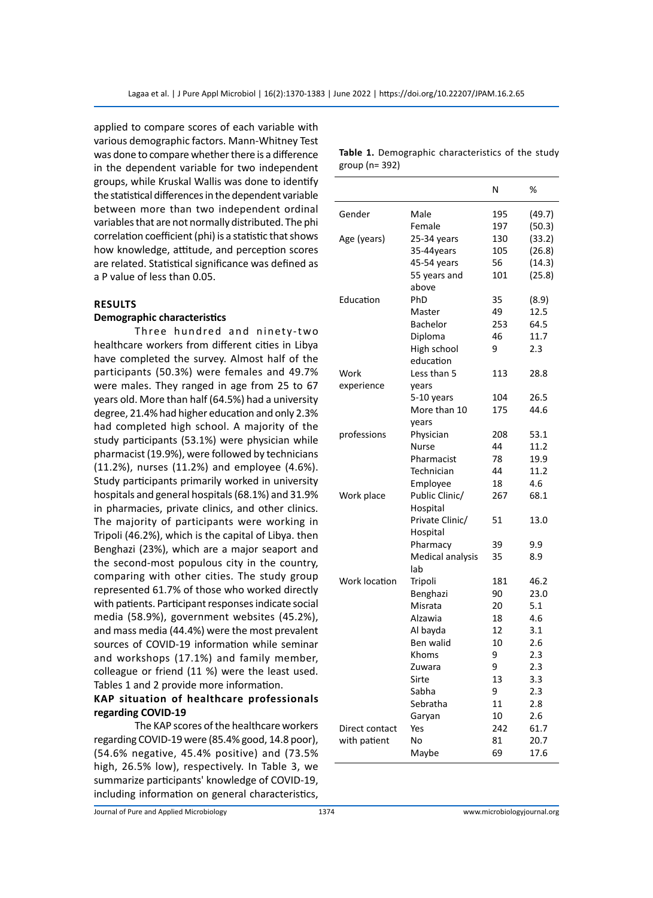applied to compare scores of each variable with various demographic factors. Mann-Whitney Test was done to compare whether there is a difference in the dependent variable for two independent groups, while Kruskal Wallis was done to identify the statistical differences in the dependent variable between more than two independent ordinal variables that are not normally distributed. The phi correlation coefficient (phi) is a statistic that shows how knowledge, attitude, and perception scores are related. Statistical significance was defined as a P value of less than 0.05.

## RESULTS

### Demographic characteristics

Three hundred and ninety-two healthcare workers from different cities in Libya have completed the survey. Almost half of the participants (50.3%) were females and 49.7% were males. They ranged in age from 25 to 67 years old. More than half (64.5%) had a university degree, 21.4% had higher education and only 2.3% had completed high school. A majority of the study participants (53.1%) were physician while pharmacist (19.9%), were followed by technicians (11.2%), nurses (11.2%) and employee (4.6%). Study participants primarily worked in university hospitals and general hospitals (68.1%) and 31.9% in pharmacies, private clinics, and other clinics. The majority of participants were working in Tripoli (46.2%), which is the capital of Libya. then Benghazi (23%), which are a major seaport and the second-most populous city in the country, comparing with other cities. The study group represented 61.7% of those who worked directly with patients. Participant responses indicate social media (58.9%), government websites (45.2%), and mass media (44.4%) were the most prevalent sources of COVID-19 information while seminar and workshops (17.1%) and family member, colleague or friend (11 %) were the least used. Tables 1 and 2 provide more information.

### KAP situation of healthcare professionals regarding COVID-19

The KAP scores of the healthcare workers regarding COVID-19 were (85.4% good, 14.8 poor), (54.6% negative, 45.4% positive) and (73.5% high, 26.5% low), respectively. In Table 3, we summarize participants' knowledge of COVID-19, including information on general characteristics,

**Table 1.** Demographic characteristics of the study group (n= 392)

| | | N | % |
|---|---|---|---|
| Gender | Male | 195 | (49.7) |
| | Female | 197 | (50.3) |
| Age (years) | 25-34 years | 130 | (33.2) |
| | 35-44years | 105 | (26.8) |
| | 45-54 years | 56 | (14.3) |
| | 55 years and above | 101 | (25.8) |
| Education | PhD | 35 | (8.9) |
| | Master | 49 | 12.5 |
| | Bachelor | 253 | 64.5 |
| | Diploma | 46 | 11.7 |
| | High school education | 9 | 2.3 |
| Work experience | Less than 5 years | 113 | 28.8 |
| | 5-10 years | 104 | 26.5 |
| | More than 10 years | 175 | 44.6 |
| professions | Physician | 208 | 53.1 |
| | Nurse | 44 | 11.2 |
| | Pharmacist | 78 | 19.9 |
| | Technician | 44 | 11.2 |
| | Employee | 18 | 4.6 |
| Work place | Public Clinic/ Hospital | 267 | 68.1 |
| | Private Clinic/ Hospital | 51 | 13.0 |
| | Pharmacy | 39 | 9.9 |
| | Medical analysis lab | 35 | 8.9 |
| Work location | Tripoli | 181 | 46.2 |
| | Benghazi | 90 | 23.0 |
| | Misrata | 20 | 5.1 |
| | Alzawia | 18 | 4.6 |
| | Al bayda | 12 | 3.1 |
| | Ben walid | 10 | 2.6 |
| | Khoms | 9 | 2.3 |
| | Zuwara | 9 | 2.3 |
| | Sirte | 13 | 3.3 |
| | Sabha | 9 | 2.3 |
| | Sebratha | 11 | 2.8 |
| | Garyan | 10 | 2.6 |
| Direct contact with patient | Yes | 242 | 61.7 |
| | No | 81 | 20.7 |
| | Maybe | 69 | 17.6 |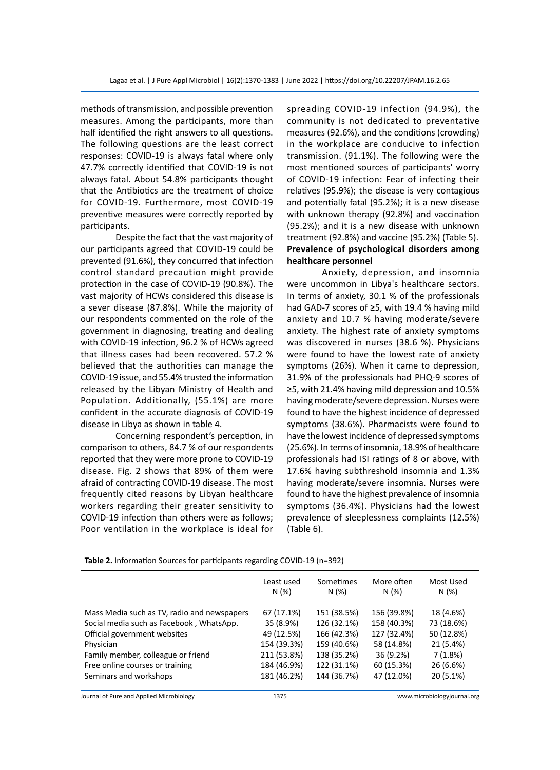methods of transmission, and possible prevention measures. Among the participants, more than half identified the right answers to all questions. The following questions are the least correct responses: COVID-19 is always fatal where only 47.7% correctly identified that COVID-19 is not always fatal. About 54.8% participants thought that the Antibiotics are the treatment of choice for COVID-19. Furthermore, most COVID-19 preventive measures were correctly reported by participants.

Despite the fact that the vast majority of our participants agreed that COVID-19 could be prevented (91.6%), they concurred that infection control standard precaution might provide protection in the case of COVID-19 (90.8%). The vast majority of HCWs considered this disease is a sever disease (87.8%). While the majority of our respondents commented on the role of the government in diagnosing, treating and dealing with COVID-19 infection, 96.2 % of HCWs agreed that illness cases had been recovered. 57.2 % believed that the authorities can manage the COVID-19 issue, and 55.4% trusted the information released by the Libyan Ministry of Health and Population. Additionally, (55.1%) are more confident in the accurate diagnosis of COVID-19 disease in Libya as shown in table 4.

Concerning respondent's perception, in comparison to others, 84.7 % of our respondents reported that they were more prone to COVID-19 disease. Fig. 2 shows that 89% of them were afraid of contracting COVID-19 disease. The most frequently cited reasons by Libyan healthcare workers regarding their greater sensitivity to COVID-19 infection than others were as follows; Poor ventilation in the workplace is ideal for spreading COVID-19 infection (94.9%), the community is not dedicated to preventative measures (92.6%), and the conditions (crowding) in the workplace are conducive to infection transmission. (91.1%). The following were the most mentioned sources of participants' worry of COVID-19 infection: Fear of infecting their relatives (95.9%); the disease is very contagious and potentially fatal (95.2%); it is a new disease with unknown therapy (92.8%) and vaccination (95.2%); and it is a new disease with unknown treatment (92.8%) and vaccine (95.2%) (Table 5).

**Prevalence of psychological disorders among healthcare personnel**

Anxiety, depression, and insomnia were uncommon in Libya's healthcare sectors. In terms of anxiety, 30.1 % of the professionals had GAD-7 scores of ≥5, with 19.4 % having mild anxiety and 10.7 % having moderate/severe anxiety. The highest rate of anxiety symptoms was discovered in nurses (38.6 %). Physicians were found to have the lowest rate of anxiety symptoms (26%). When it came to depression, 31.9% of the professionals had PHQ-9 scores of ≥5, with 21.4% having mild depression and 10.5% having moderate/severe depression. Nurses were found to have the highest incidence of depressed symptoms (38.6%). Pharmacists were found to have the lowest incidence of depressed symptoms (25.6%). In terms of insomnia, 18.9% of healthcare professionals had ISI ratings of 8 or above, with 17.6% having subthreshold insomnia and 1.3% having moderate/severe insomnia. Nurses were found to have the highest prevalence of insomnia symptoms (36.4%). Physicians had the lowest prevalence of sleeplessness complaints (12.5%) (Table 6).

**Table 2.** Information Sources for participants regarding COVID-19 (n=392)

| | Least used N (%) | Sometimes N (%) | More often N (%) | Most Used N (%) |
|---|---|---|---|---|
| Mass Media such as TV, radio and newspapers | 67 (17.1%) | 151 (38.5%) | 156 (39.8%) | 18 (4.6%) |
| Social media such as Facebook , WhatsApp. | 35 (8.9%) | 126 (32.1%) | 158 (40.3%) | 73 (18.6%) |
| Official government websites | 49 (12.5%) | 166 (42.3%) | 127 (32.4%) | 50 (12.8%) |
| Physician | 154 (39.3%) | 159 (40.6%) | 58 (14.8%) | 21 (5.4%) |
| Family member, colleague or friend | 211 (53.8%) | 138 (35.2%) | 36 (9.2%) | 7 (1.8%) |
| Free online courses or training | 184 (46.9%) | 122 (31.1%) | 60 (15.3%) | 26 (6.6%) |
| Seminars and workshops | 181 (46.2%) | 144 (36.7%) | 47 (12.0%) | 20 (5.1%) |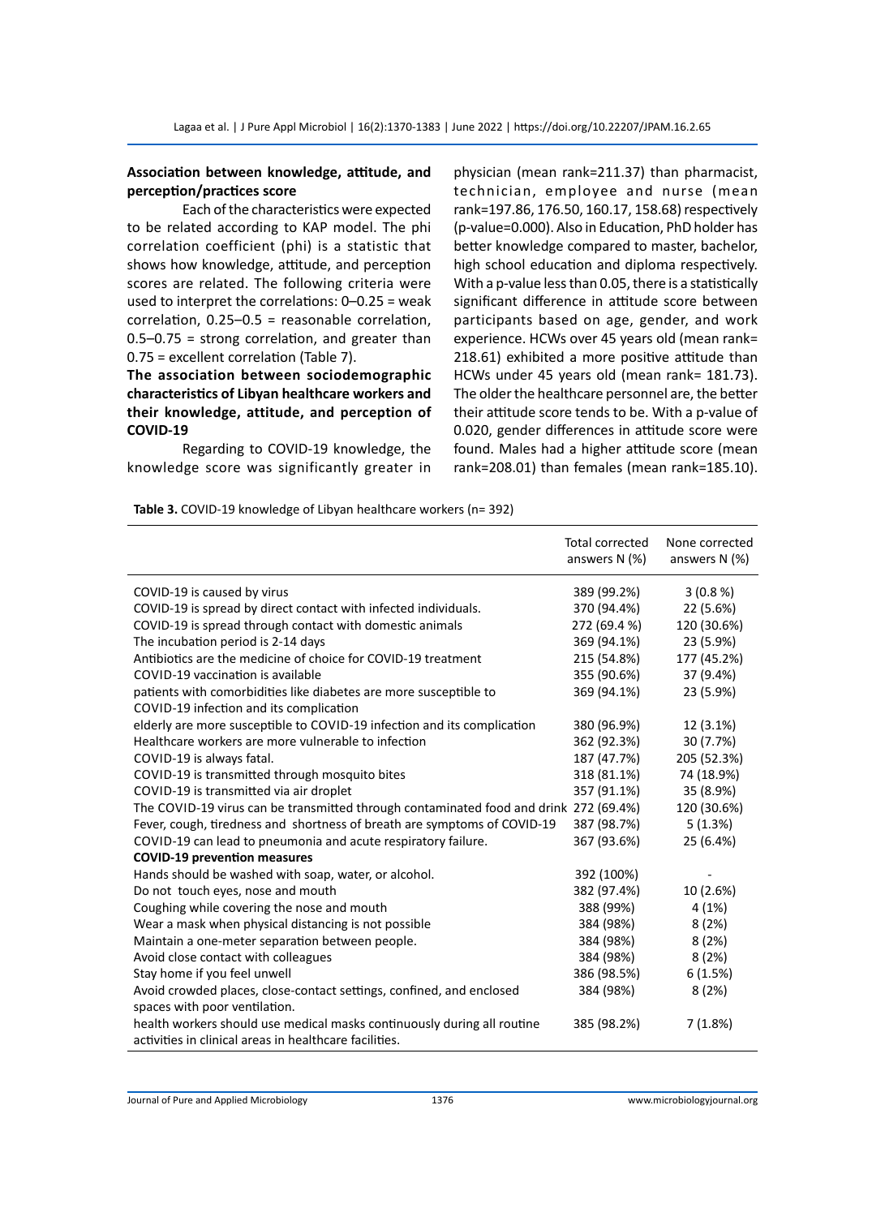### Association between knowledge, attitude, and perception/practices score

Each of the characteristics were expected to be related according to KAP model. The phi correlation coefficient (phi) is a statistic that shows how knowledge, attitude, and perception scores are related. The following criteria were used to interpret the correlations: 0–0.25 = weak correlation, 0.25–0.5 = reasonable correlation, 0.5–0.75 = strong correlation, and greater than 0.75 = excellent correlation (Table 7).

### The association between sociodemographic characteristics of Libyan healthcare workers and their knowledge, attitude, and perception of COVID-19

Regarding to COVID-19 knowledge, the knowledge score was significantly greater in physician (mean rank=211.37) than pharmacist, technician, employee and nurse (mean rank=197.86, 176.50, 160.17, 158.68) respectively (p-value=0.000). Also in Education, PhD holder has better knowledge compared to master, bachelor, high school education and diploma respectively. With a p-value less than 0.05, there is a statistically significant difference in attitude score between participants based on age, gender, and work experience. HCWs over 45 years old (mean rank= 218.61) exhibited a more positive attitude than HCWs under 45 years old (mean rank= 181.73). The older the healthcare personnel are, the better their attitude score tends to be. With a p-value of 0.020, gender differences in attitude score were found. Males had a higher attitude score (mean rank=208.01) than females (mean rank=185.10).

**Table 3.** COVID-19 knowledge of Libyan healthcare workers (n= 392)

| | Total corrected answers N (%) | None corrected answers N (%) |
|---|---|---|
| COVID-19 is caused by virus | 389 (99.2%) | 3 (0.8 %) |
| COVID-19 is spread by direct contact with infected individuals. | 370 (94.4%) | 22 (5.6%) |
| COVID-19 is spread through contact with domestic animals | 272 (69.4 %) | 120 (30.6%) |
| The incubation period is 2-14 days | 369 (94.1%) | 23 (5.9%) |
| Antibiotics are the medicine of choice for COVID-19 treatment | 215 (54.8%) | 177 (45.2%) |
| COVID-19 vaccination is available | 355 (90.6%) | 37 (9.4%) |
| patients with comorbidities like diabetes are more susceptible to COVID-19 infection and its complication | 369 (94.1%) | 23 (5.9%) |
| elderly are more susceptible to COVID-19 infection and its complication | 380 (96.9%) | 12 (3.1%) |
| Healthcare workers are more vulnerable to infection | 362 (92.3%) | 30 (7.7%) |
| COVID-19 is always fatal. | 187 (47.7%) | 205 (52.3%) |
| COVID-19 is transmitted through mosquito bites | 318 (81.1%) | 74 (18.9%) |
| COVID-19 is transmitted via air droplet | 357 (91.1%) | 35 (8.9%) |
| The COVID-19 virus can be transmitted through contaminated food and drink | 272 (69.4%) | 120 (30.6%) |
| Fever, cough, tiredness and shortness of breath are symptoms of COVID-19 | 387 (98.7%) | 5 (1.3%) |
| COVID-19 can lead to pneumonia and acute respiratory failure. | 367 (93.6%) | 25 (6.4%) |
| **COVID-19 prevention measures** | | |
| Hands should be washed with soap, water, or alcohol. | 392 (100%) | - |
| Do not touch eyes, nose and mouth | 382 (97.4%) | 10 (2.6%) |
| Coughing while covering the nose and mouth | 388 (99%) | 4 (1%) |
| Wear a mask when physical distancing is not possible | 384 (98%) | 8 (2%) |
| Maintain a one-meter separation between people. | 384 (98%) | 8 (2%) |
| Avoid close contact with colleagues | 384 (98%) | 8 (2%) |
| Stay home if you feel unwell | 386 (98.5%) | 6 (1.5%) |
| Avoid crowded places, close-contact settings, confined, and enclosed spaces with poor ventilation. | 384 (98%) | 8 (2%) |
| health workers should use medical masks continuously during all routine activities in clinical areas in healthcare facilities. | 385 (98.2%) | 7 (1.8%) |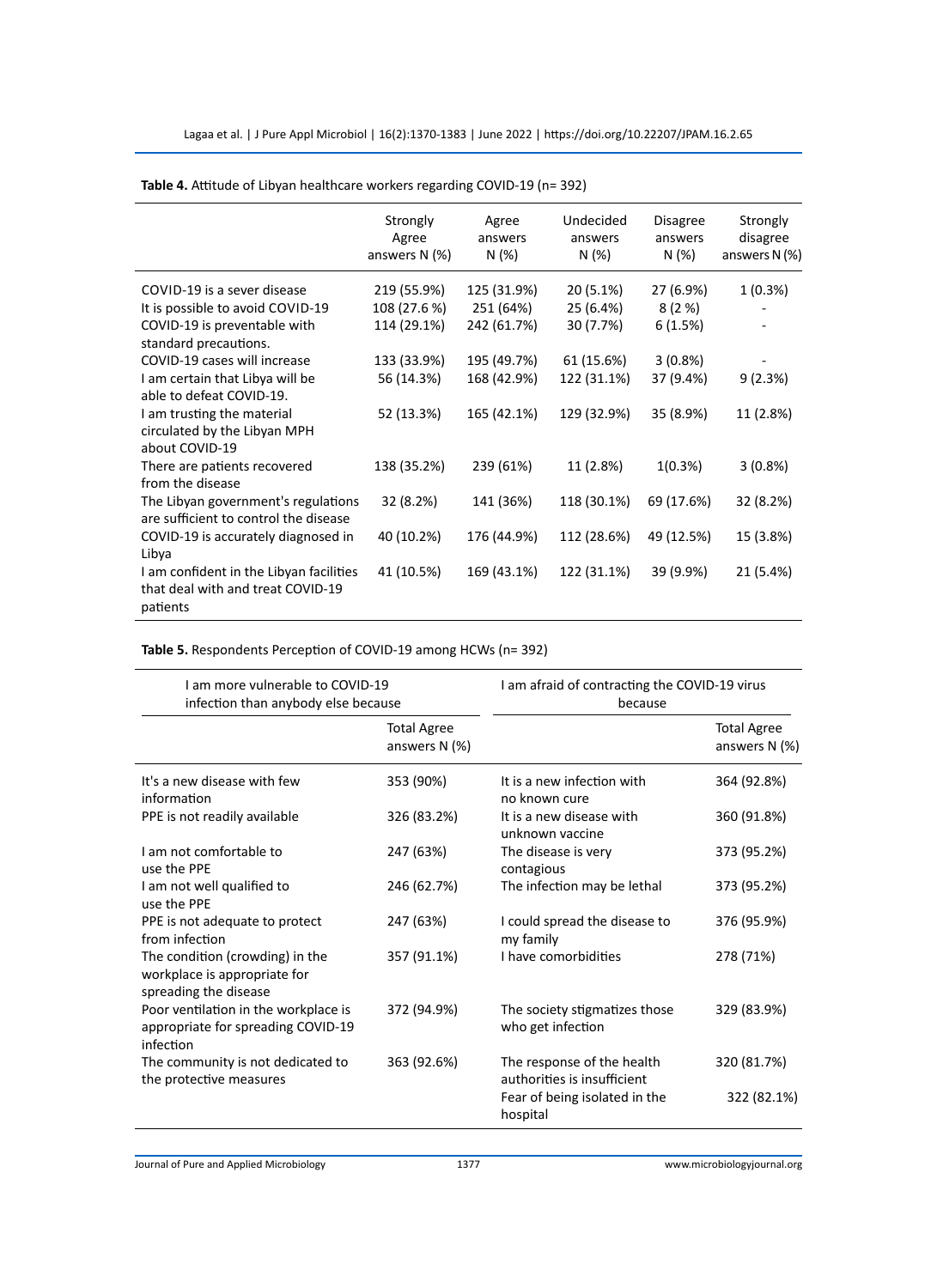**Table 4.** Attitude of Libyan healthcare workers regarding COVID-19 (n= 392)

| | Strongly Agree answers N (%) | Agree answers N (%) | Undecided answers N (%) | Disagree answers N (%) | Strongly disagree answers N (%) |
|---|---|---|---|---|---|
| COVID-19 is a sever disease | 219 (55.9%) | 125 (31.9%) | 20 (5.1%) | 27 (6.9%) | 1 (0.3%) |
| It is possible to avoid COVID-19 | 108 (27.6 %) | 251 (64%) | 25 (6.4%) | 8 (2 %) | - |
| COVID-19 is preventable with standard precautions. | 114 (29.1%) | 242 (61.7%) | 30 (7.7%) | 6 (1.5%) | - |
| COVID-19 cases will increase | 133 (33.9%) | 195 (49.7%) | 61 (15.6%) | 3 (0.8%) | - |
| I am certain that Libya will be able to defeat COVID-19. | 56 (14.3%) | 168 (42.9%) | 122 (31.1%) | 37 (9.4%) | 9 (2.3%) |
| I am trusting the material circulated by the Libyan MPH about COVID-19 | 52 (13.3%) | 165 (42.1%) | 129 (32.9%) | 35 (8.9%) | 11 (2.8%) |
| There are patients recovered from the disease | 138 (35.2%) | 239 (61%) | 11 (2.8%) | 1(0.3%) | 3 (0.8%) |
| The Libyan government's regulations are sufficient to control the disease | 32 (8.2%) | 141 (36%) | 118 (30.1%) | 69 (17.6%) | 32 (8.2%) |
| COVID-19 is accurately diagnosed in Libya | 40 (10.2%) | 176 (44.9%) | 112 (28.6%) | 49 (12.5%) | 15 (3.8%) |
| I am confident in the Libyan facilities that deal with and treat COVID-19 patients | 41 (10.5%) | 169 (43.1%) | 122 (31.1%) | 39 (9.9%) | 21 (5.4%) |

**Table 5.** Respondents Perception of COVID-19 among HCWs (n= 392)

| I am more vulnerable to COVID-19 infection than anybody else because | | I am afraid of contracting the COVID-19 virus because | |
|---|---|---|---|
| | Total Agree answers N (%) | | Total Agree answers N (%) |
| It's a new disease with few information | 353 (90%) | It is a new infection with no known cure | 364 (92.8%) |
| PPE is not readily available | 326 (83.2%) | It is a new disease with unknown vaccine | 360 (91.8%) |
| I am not comfortable to use the PPE | 247 (63%) | The disease is very contagious | 373 (95.2%) |
| I am not well qualified to use the PPE | 246 (62.7%) | The infection may be lethal | 373 (95.2%) |
| PPE is not adequate to protect from infection | 247 (63%) | I could spread the disease to my family | 376 (95.9%) |
| The condition (crowding) in the workplace is appropriate for spreading the disease | 357 (91.1%) | I have comorbidities | 278 (71%) |
| Poor ventilation in the workplace is appropriate for spreading COVID-19 infection | 372 (94.9%) | The society stigmatizes those who get infection | 329 (83.9%) |
| The community is not dedicated to the protective measures | 363 (92.6%) | The response of the health authorities is insufficient | 320 (81.7%) |
| | | Fear of being isolated in the hospital | 322 (82.1%) |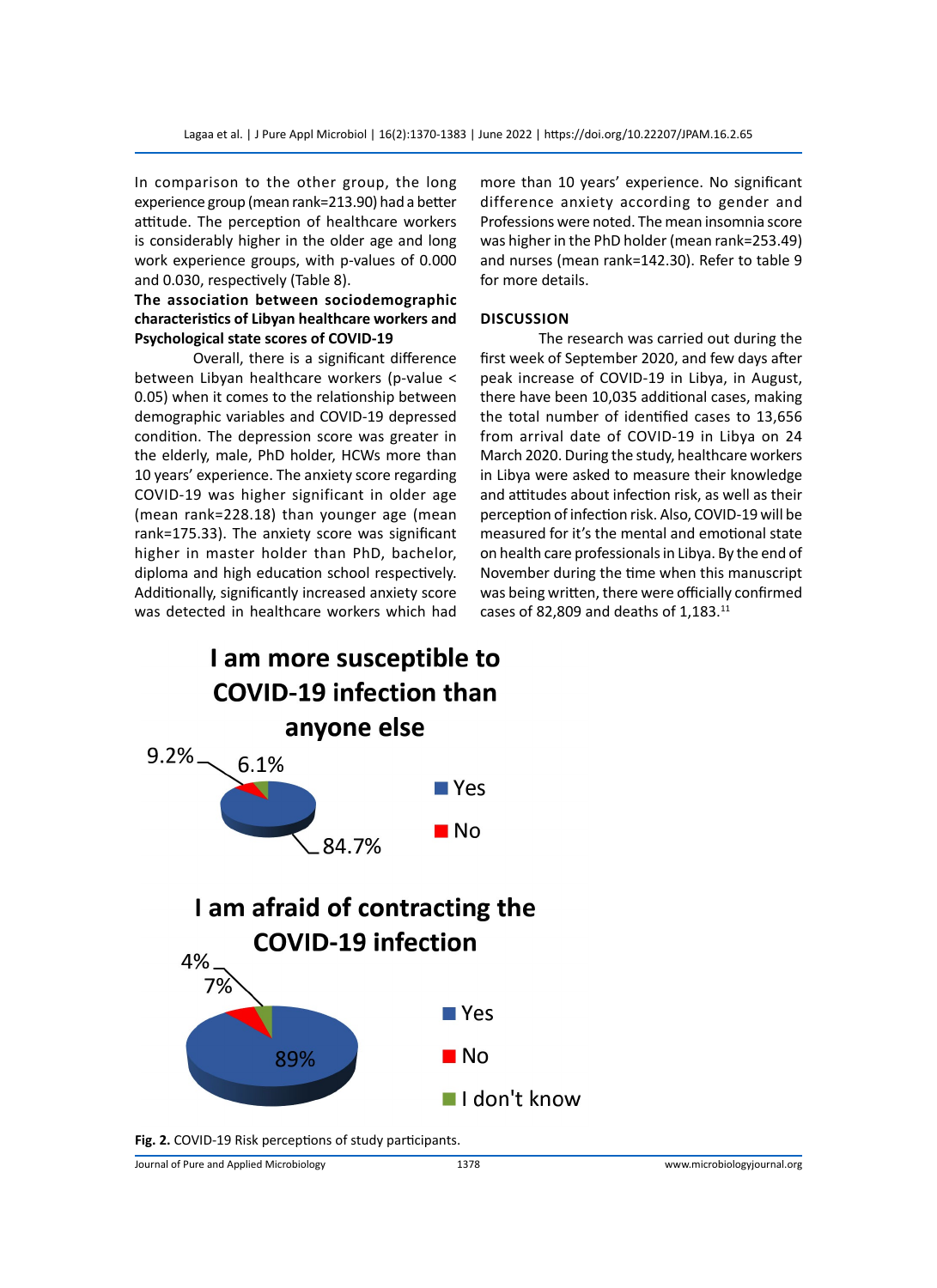In comparison to the other group, the long experience group (mean rank=213.90) had a better attitude. The perception of healthcare workers is considerably higher in the older age and long work experience groups, with p-values of 0.000 and 0.030, respectively (Table 8).

**The association between sociodemographic characteristics of Libyan healthcare workers and Psychological state scores of COVID-19**

Overall, there is a significant difference between Libyan healthcare workers (p-value < 0.05) when it comes to the relationship between demographic variables and COVID-19 depressed condition. The depression score was greater in the elderly, male, PhD holder, HCWs more than 10 years' experience. The anxiety score regarding COVID-19 was higher significant in older age (mean rank=228.18) than younger age (mean rank=175.33). The anxiety score was significant higher in master holder than PhD, bachelor, diploma and high education school respectively. Additionally, significantly increased anxiety score was detected in healthcare workers which had more than 10 years' experience. No significant difference anxiety according to gender and Professions were noted. The mean insomnia score was higher in the PhD holder (mean rank=253.49) and nurses (mean rank=142.30). Refer to table 9 for more details.

## DISCUSSION

The research was carried out during the first week of September 2020, and few days after peak increase of COVID-19 in Libya, in August, there have been 10,035 additional cases, making the total number of identified cases to 13,656 from arrival date of COVID-19 in Libya on 24 March 2020. During the study, healthcare workers in Libya were asked to measure their knowledge and attitudes about infection risk, as well as their perception of infection risk. Also, COVID-19 will be measured for it's the mental and emotional state on health care professionals in Libya. By the end of November during the time when this manuscript was being written, there were officially confirmed cases of 82,809 and deaths of 1,183.[11]

**I am more susceptible to COVID-19 infection than anyone else**

Yes: 84.7%; No: 9.2%; 6.1%

**I am afraid of contracting the COVID-19 infection**

Yes: 89%; No: 7%; I don't know: 4%

**Fig. 2.** COVID-19 Risk perceptions of study participants.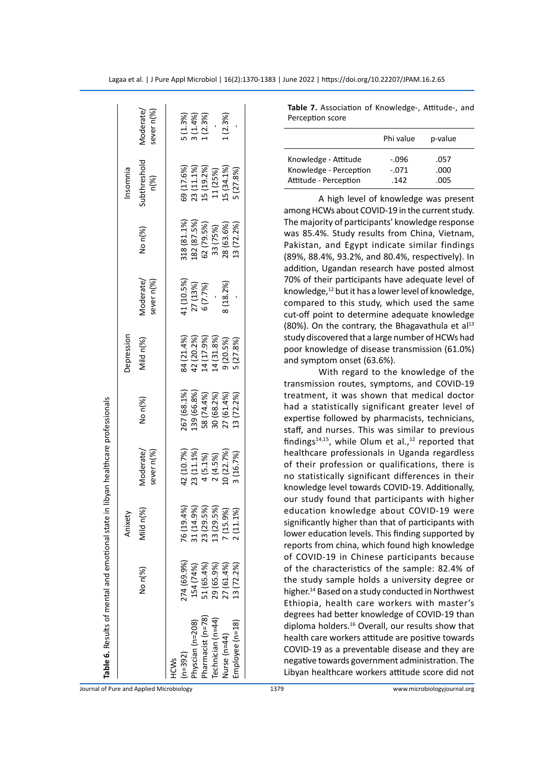**Table 6.** Results of mental and emotional state in libyan healthcare professionals

| | Anixety | | | Depression | | | Insomnia | | |
|---|---|---|---|---|---|---|---|---|---|
| | No n(%) | Mild n(%) | Moderate/ sever n(%) | No n(%) | Mild n(%) | Moderate/ sever n(%) | No n(%) | Subthreshold n(%) | Moderate/ sever n(%) |
| HCWs (n=392) | 274 (69.9%) | 76 (19.4%) | 42 (10.7%) | 267 (68.1%) | 84 (21.4%) | 41 (10.5%) | 318 (81.1%) | 69 (17.6%) | 5 (1.3%) |
| Physcian (n=208) | 154 (74%) | 31 (14.9%) | 23 (11.1%) | 139 (66.8%) | 42 (20.2%) | 27 (13%) | 182 (87.5%) | 23 (11.1%) | 3 (1.4%) |
| Pharmacist (n=78) | 51 (65.4%) | 23 (29.5%) | 4 (5.1%) | 58 (74.4%) | 14 (17.9%) | 6 (7.7%) | 62 (79.5%) | 15 (19.2%) | 1 (2.3%) |
| Technician (n=44) | 29 (65.9%) | 13 (29.5%) | 2 (4.5%) | 30 (68.2%) | 14 (31.8%) | - | 33 (75%) | 11 (25%) | - |
| Nurse (n=44) | 27 (61.4%) | 7 (15.9%) | 10 (22.7%) | 27 (61.4%) | 9 (20.5%) | 8 (18.2%) | 28 (63.6%) | 15 (34.1%) | 1 (2.3%) |
| Employee (n=18) | 13 (72.2%) | 2 (11.1%) | 3 (16.7%) | 13 (72.2%) | 5 (27.8%) | - | 13 (72.2%) | 5 (27.8%) | - |

**Table 7.** Association of Knowledge-, Attitude-, and Perception score

| | Phi value | p-value |
|---|---|---|
| Knowledge - Attitude | -.096 | .057 |
| Knowledge - Perception | -.071 | .000 |
| Attitude - Perception | .142 | .005 |

A high level of knowledge was present among HCWs about COVID-19 in the current study. The majority of participants' knowledge response was 85.4%. Study results from China, Vietnam, Pakistan, and Egypt indicate similar findings (89%, 88.4%, 93.2%, and 80.4%, respectively). In addition, Ugandan research have posted almost 70% of their participants have adequate level of knowledge,[12] but it has a lower level of knowledge, compared to this study, which used the same cut-off point to determine adequate knowledge (80%). On the contrary, the Bhagavathula et al[13] study discovered that a large number of HCWs had poor knowledge of disease transmission (61.0%) and symptom onset (63.6%).

With regard to the knowledge of the transmission routes, symptoms, and COVID-19 treatment, it was shown that medical doctor had a statistically significant greater level of expertise followed by pharmacists, technicians, staff, and nurses. This was similar to previous findings[14,15], while Olum et al.,[12] reported that healthcare professionals in Uganda regardless of their profession or qualifications, there is no statistically significant differences in their knowledge level towards COVID-19. Additionally, our study found that participants with higher education knowledge about COVID-19 were significantly higher than that of participants with lower education levels. This finding supported by reports from china, which found high knowledge of COVID-19 in Chinese participants because of the characteristics of the sample: 82.4% of the study sample holds a university degree or higher.[14] Based on a study conducted in Northwest Ethiopia, health care workers with master's degrees had better knowledge of COVID-19 than diploma holders.[16] Overall, our results show that health care workers attitude are positive towards COVID-19 as a preventable disease and they are negative towards government administration. The Libyan healthcare workers attitude score did not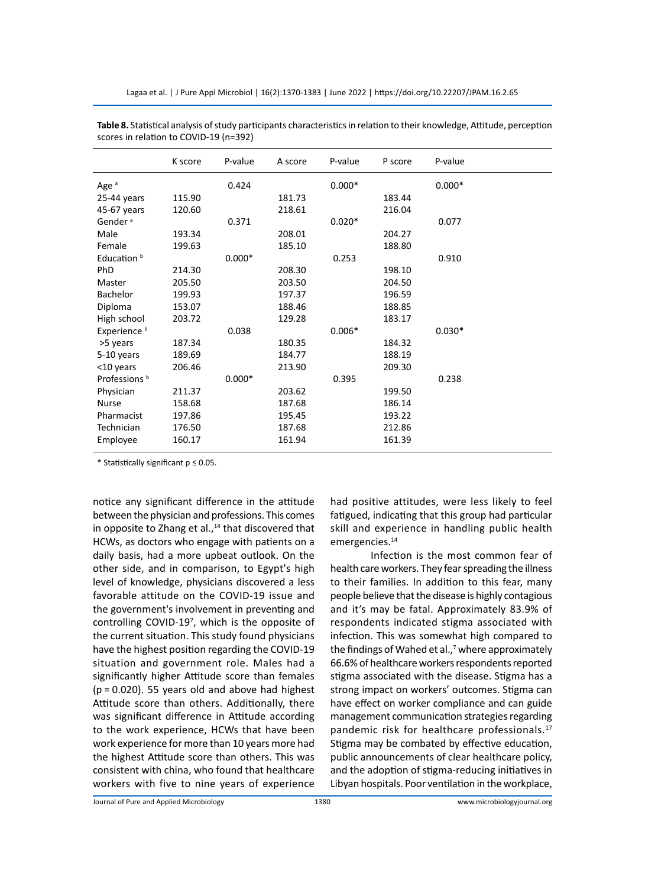**Table 8.** Statistical analysis of study participants characteristics in relation to their knowledge, Attitude, perception scores in relation to COVID-19 (n=392)

| | K score | P-value | A score | P-value | P score | P-value |
|---|---|---|---|---|---|---|
| Age [a] | | 0.424 | | 0.000* | | 0.000* |
| 25-44 years | 115.90 | | 181.73 | | 183.44 | |
| 45-67 years | 120.60 | | 218.61 | | 216.04 | |
| Gender [a] | | 0.371 | | 0.020* | | 0.077 |
| Male | 193.34 | | 208.01 | | 204.27 | |
| Female | 199.63 | | 185.10 | | 188.80 | |
| Education [b] | | 0.000* | | 0.253 | | 0.910 |
| PhD | 214.30 | | 208.30 | | 198.10 | |
| Master | 205.50 | | 203.50 | | 204.50 | |
| Bachelor | 199.93 | | 197.37 | | 196.59 | |
| Diploma | 153.07 | | 188.46 | | 188.85 | |
| High school | 203.72 | | 129.28 | | 183.17 | |
| Experience [b] | | 0.038 | | 0.006* | | 0.030* |
| >5 years | 187.34 | | 180.35 | | 184.32 | |
| 5-10 years | 189.69 | | 184.77 | | 188.19 | |
| <10 years | 206.46 | | 213.90 | | 209.30 | |
| Professions [b] | | 0.000* | | 0.395 | | 0.238 |
| Physician | 211.37 | | 203.62 | | 199.50 | |
| Nurse | 158.68 | | 187.68 | | 186.14 | |
| Pharmacist | 197.86 | | 195.45 | | 193.22 | |
| Technician | 176.50 | | 187.68 | | 212.86 | |
| Employee | 160.17 | | 161.94 | | 161.39 | |

* Statistically significant $p \leq 0.05$.

notice any significant difference in the attitude between the physician and professions. This comes in opposite to Zhang et al.,[14] that discovered that HCWs, as doctors who engage with patients on a daily basis, had a more upbeat outlook. On the other side, and in comparison, to Egypt's high level of knowledge, physicians discovered a less favorable attitude on the COVID-19 issue and the government's involvement in preventing and controlling COVID-19[7], which is the opposite of the current situation. This study found physicians have the highest position regarding the COVID-19 situation and government role. Males had a significantly higher Attitude score than females ($p = 0.020$). 55 years old and above had highest Attitude score than others. Additionally, there was significant difference in Attitude according to the work experience, HCWs that have been work experience for more than 10 years more had the highest Attitude score than others. This was consistent with china, who found that healthcare workers with five to nine years of experience had positive attitudes, were less likely to feel fatigued, indicating that this group had particular skill and experience in handling public health emergencies.[14]

Infection is the most common fear of health care workers. They fear spreading the illness to their families. In addition to this fear, many people believe that the disease is highly contagious and it's may be fatal. Approximately 83.9% of respondents indicated stigma associated with infection. This was somewhat high compared to the findings of Wahed et al.,[7] where approximately 66.6% of healthcare workers respondents reported stigma associated with the disease. Stigma has a strong impact on workers' outcomes. Stigma can have effect on worker compliance and can guide management communication strategies regarding pandemic risk for healthcare professionals.[17] Stigma may be combated by effective education, public announcements of clear healthcare policy, and the adoption of stigma-reducing initiatives in Libyan hospitals. Poor ventilation in the workplace,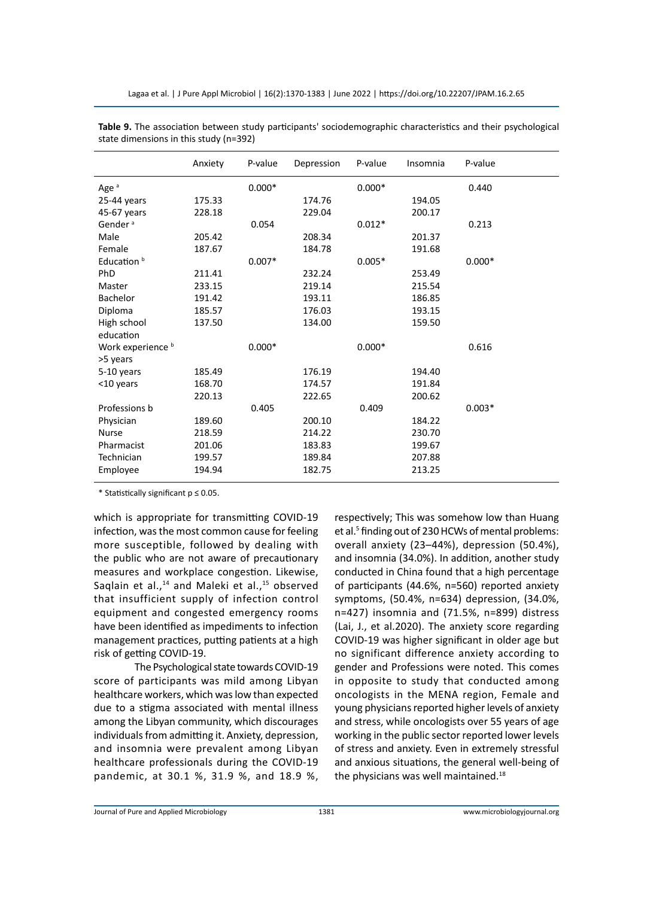**Table 9.** The association between study participants' sociodemographic characteristics and their psychological state dimensions in this study (n=392)

| | Anxiety | P-value | Depression | P-value | Insomnia | P-value |
|---|---|---|---|---|---|---|
| Age [a] | | 0.000* | | 0.000* | | 0.440 |
| 25-44 years | 175.33 | | 174.76 | | 194.05 | |
| 45-67 years | 228.18 | | 229.04 | | 200.17 | |
| Gender [a] | | 0.054 | | 0.012* | | 0.213 |
| Male | 205.42 | | 208.34 | | 201.37 | |
| Female | 187.67 | | 184.78 | | 191.68 | |
| Education [b] | | 0.007* | | 0.005* | | 0.000* |
| PhD | 211.41 | | 232.24 | | 253.49 | |
| Master | 233.15 | | 219.14 | | 215.54 | |
| Bachelor | 191.42 | | 193.11 | | 186.85 | |
| Diploma | 185.57 | | 176.03 | | 193.15 | |
| High school education | 137.50 | | 134.00 | | 159.50 | |
| Work experience [b] | | 0.000* | | 0.000* | | 0.616 |
| >5 years | | | | | | |
| 5-10 years | 185.49 | | 176.19 | | 194.40 | |
| <10 years | 168.70 | | 174.57 | | 191.84 | |
| | 220.13 | | 222.65 | | 200.62 | |
| Professions b | | 0.405 | | 0.409 | | 0.003* |
| Physician | 189.60 | | 200.10 | | 184.22 | |
| Nurse | 218.59 | | 214.22 | | 230.70 | |
| Pharmacist | 201.06 | | 183.83 | | 199.67 | |
| Technician | 199.57 | | 189.84 | | 207.88 | |
| Employee | 194.94 | | 182.75 | | 213.25 | |

* Statistically significant $p \leq 0.05$.

which is appropriate for transmitting COVID-19 infection, was the most common cause for feeling more susceptible, followed by dealing with the public who are not aware of precautionary measures and workplace congestion. Likewise, Saqlain et al.,[14] and Maleki et al.,[15] observed that insufficient supply of infection control equipment and congested emergency rooms have been identified as impediments to infection management practices, putting patients at a high risk of getting COVID-19.

The Psychological state towards COVID-19 score of participants was mild among Libyan healthcare workers, which was low than expected due to a stigma associated with mental illness among the Libyan community, which discourages individuals from admitting it. Anxiety, depression, and insomnia were prevalent among Libyan healthcare professionals during the COVID-19 pandemic, at 30.1 %, 31.9 %, and 18.9 %, respectively; This was somehow low than Huang et al.[5] finding out of 230 HCWs of mental problems: overall anxiety (23–44%), depression (50.4%), and insomnia (34.0%). In addition, another study conducted in China found that a high percentage of participants (44.6%, n=560) reported anxiety symptoms, (50.4%, n=634) depression, (34.0%, n=427) insomnia and (71.5%, n=899) distress (Lai, J., et al.2020). The anxiety score regarding COVID-19 was higher significant in older age but no significant difference anxiety according to gender and Professions were noted. This comes in opposite to study that conducted among oncologists in the MENA region, Female and young physicians reported higher levels of anxiety and stress, while oncologists over 55 years of age working in the public sector reported lower levels of stress and anxiety. Even in extremely stressful and anxious situations, the general well-being of the physicians was well maintained.[18]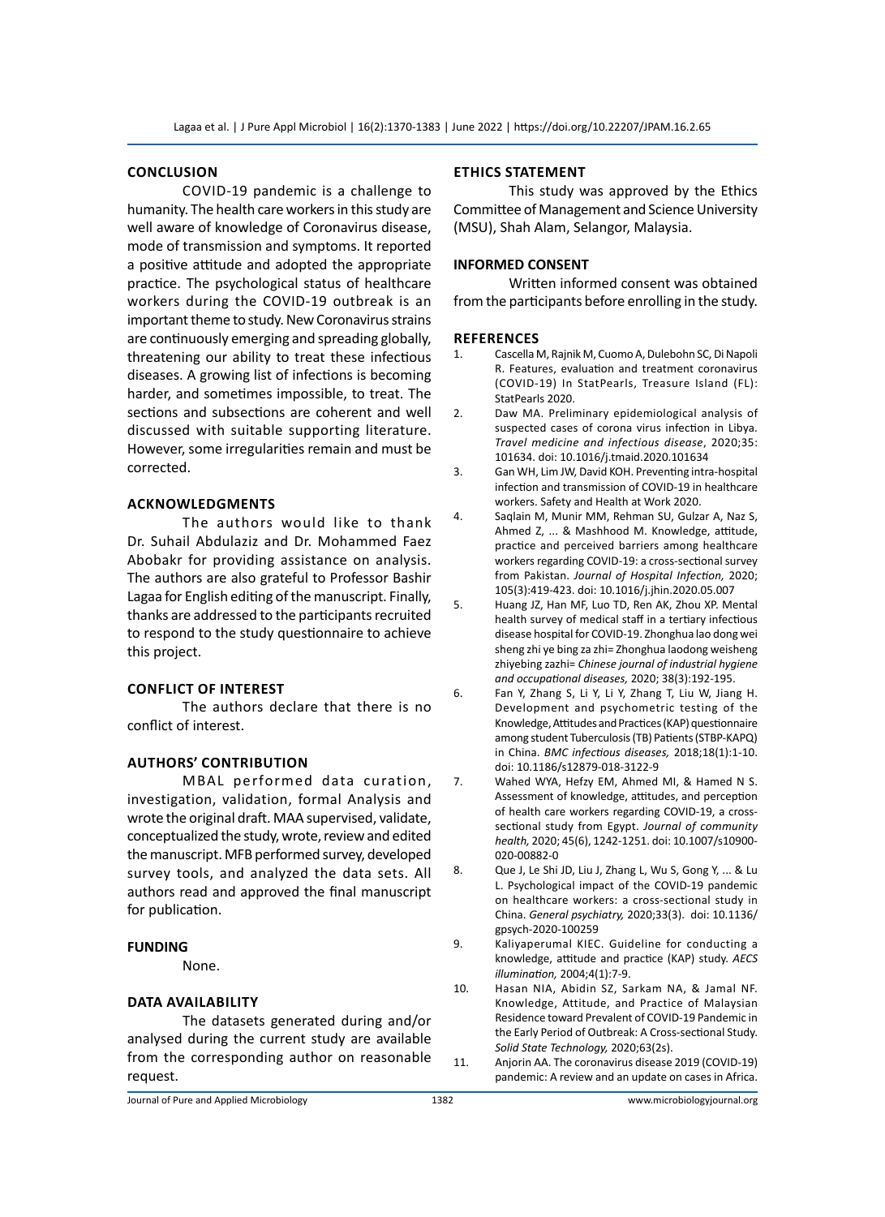## CONCLUSION

COVID-19 pandemic is a challenge to humanity. The health care workers in this study are well aware of knowledge of Coronavirus disease, mode of transmission and symptoms. It reported a positive attitude and adopted the appropriate practice. The psychological status of healthcare workers during the COVID-19 outbreak is an important theme to study. New Coronavirus strains are continuously emerging and spreading globally, threatening our ability to treat these infectious diseases. A growing list of infections is becoming harder, and sometimes impossible, to treat. The sections and subsections are coherent and well discussed with suitable supporting literature. However, some irregularities remain and must be corrected.

## ACKNOWLEDGMENTS

The authors would like to thank Dr. Suhail Abdulaziz and Dr. Mohammed Faez Abobakr for providing assistance on analysis. The authors are also grateful to Professor Bashir Lagaa for English editing of the manuscript. Finally, thanks are addressed to the participants recruited to respond to the study questionnaire to achieve this project.

## CONFLICT OF INTEREST

The authors declare that there is no conflict of interest.

## AUTHORS' CONTRIBUTION

MBAL performed data curation, investigation, validation, formal Analysis and wrote the original draft. MAA supervised, validate, conceptualized the study, wrote, review and edited the manuscript. MFB performed survey, developed survey tools, and analyzed the data sets. All authors read and approved the final manuscript for publication.

## FUNDING

None.

## DATA AVAILABILITY

The datasets generated during and/or analysed during the current study are available from the corresponding author on reasonable request.

## ETHICS STATEMENT

This study was approved by the Ethics Committee of Management and Science University (MSU), Shah Alam, Selangor, Malaysia.

## INFORMED CONSENT

Written informed consent was obtained from the participants before enrolling in the study.

## REFERENCES

1. Cascella M, Rajnik M, Cuomo A, Dulebohn SC, Di Napoli R. Features, evaluation and treatment coronavirus (COVID-19) In StatPearls, Treasure Island (FL): StatPearls 2020.
2. Daw MA. Preliminary epidemiological analysis of suspected cases of corona virus infection in Libya. *Travel medicine and infectious disease*, 2020;35: 101634. doi: 10.1016/j.tmaid.2020.101634
3. Gan WH, Lim JW, David KOH. Preventing intra-hospital infection and transmission of COVID-19 in healthcare workers. Safety and Health at Work 2020.
4. Saqlain M, Munir MM, Rehman SU, Gulzar A, Naz S, Ahmed Z, ... & Mashhood M. Knowledge, attitude, practice and perceived barriers among healthcare workers regarding COVID-19: a cross-sectional survey from Pakistan. *Journal of Hospital Infection,* 2020; 105(3):419-423. doi: 10.1016/j.jhin.2020.05.007
5. Huang JZ, Han MF, Luo TD, Ren AK, Zhou XP. Mental health survey of medical staff in a tertiary infectious disease hospital for COVID-19. Zhonghua lao dong wei sheng zhi ye bing za zhi= Zhonghua laodong weisheng zhiyebing zazhi= *Chinese journal of industrial hygiene and occupational diseases,* 2020; 38(3):192-195.
6. Fan Y, Zhang S, Li Y, Li Y, Zhang T, Liu W, Jiang H. Development and psychometric testing of the Knowledge, Attitudes and Practices (KAP) questionnaire among student Tuberculosis (TB) Patients (STBP-KAPQ) in China. *BMC infectious diseases,* 2018;18(1):1-10. doi: 10.1186/s12879-018-3122-9
7. Wahed WYA, Hefzy EM, Ahmed MI, & Hamed N S. Assessment of knowledge, attitudes, and perception of health care workers regarding COVID-19, a cross-sectional study from Egypt. *Journal of community health,* 2020; 45(6), 1242-1251. doi: 10.1007/s10900-020-00882-0
8. Que J, Le Shi JD, Liu J, Zhang L, Wu S, Gong Y, ... & Lu L. Psychological impact of the COVID-19 pandemic on healthcare workers: a cross-sectional study in China. *General psychiatry,* 2020;33(3). doi: 10.1136/gpsych-2020-100259
9. Kaliyaperumal KIEC. Guideline for conducting a knowledge, attitude and practice (KAP) study. *AECS illumination,* 2004;4(1):7-9.
10. Hasan NIA, Abidin SZ, Sarkam NA, & Jamal NF. Knowledge, Attitude, and Practice of Malaysian Residence toward Prevalent of COVID-19 Pandemic in the Early Period of Outbreak: A Cross-sectional Study. *Solid State Technology,* 2020;63(2s).
11. Anjorin AA. The coronavirus disease 2019 (COVID-19) pandemic: A review and an update on cases in Africa.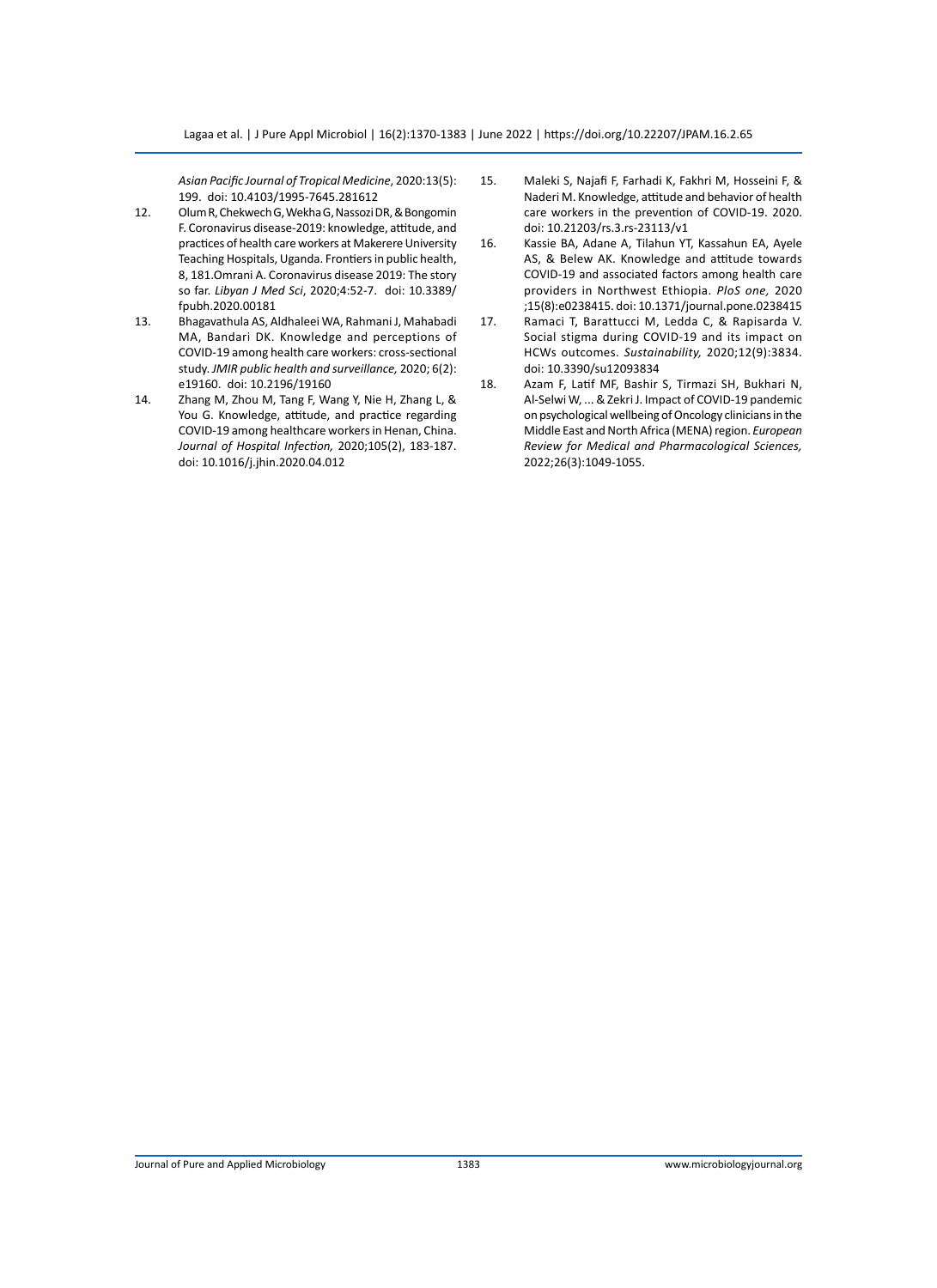*Asian Pacific Journal of Tropical Medicine*, 2020:13(5): 199. doi: 10.4103/1995-7645.281612

12. Olum R, Chekwech G, Wekha G, Nassozi DR, & Bongomin F. Coronavirus disease-2019: knowledge, attitude, and practices of health care workers at Makerere University Teaching Hospitals, Uganda. Frontiers in public health, 8, 181.Omrani A. Coronavirus disease 2019: The story so far. *Libyan J Med Sci*, 2020;4:52-7. doi: 10.3389/fpubh.2020.00181
13. Bhagavathula AS, Aldhaleei WA, Rahmani J, Mahabadi MA, Bandari DK. Knowledge and perceptions of COVID-19 among health care workers: cross-sectional study. *JMIR public health and surveillance,* 2020; 6(2): e19160. doi: 10.2196/19160
14. Zhang M, Zhou M, Tang F, Wang Y, Nie H, Zhang L, & You G. Knowledge, attitude, and practice regarding COVID-19 among healthcare workers in Henan, China. *Journal of Hospital Infection,* 2020;105(2), 183-187. doi: 10.1016/j.jhin.2020.04.012
15. Maleki S, Najafi F, Farhadi K, Fakhri M, Hosseini F, & Naderi M. Knowledge, attitude and behavior of health care workers in the prevention of COVID-19. 2020. doi: 10.21203/rs.3.rs-23113/v1
16. Kassie BA, Adane A, Tilahun YT, Kassahun EA, Ayele AS, & Belew AK. Knowledge and attitude towards COVID-19 and associated factors among health care providers in Northwest Ethiopia. *PloS one,* 2020 ;15(8):e0238415. doi: 10.1371/journal.pone.0238415
17. Ramaci T, Barattucci M, Ledda C, & Rapisarda V. Social stigma during COVID-19 and its impact on HCWs outcomes. *Sustainability,* 2020;12(9):3834. doi: 10.3390/su12093834
18. Azam F, Latif MF, Bashir S, Tirmazi SH, Bukhari N, Al-Selwi W, ... & Zekri J. Impact of COVID-19 pandemic on psychological wellbeing of Oncology clinicians in the Middle East and North Africa (MENA) region. *European Review for Medical and Pharmacological Sciences,* 2022;26(3):1049-1055.